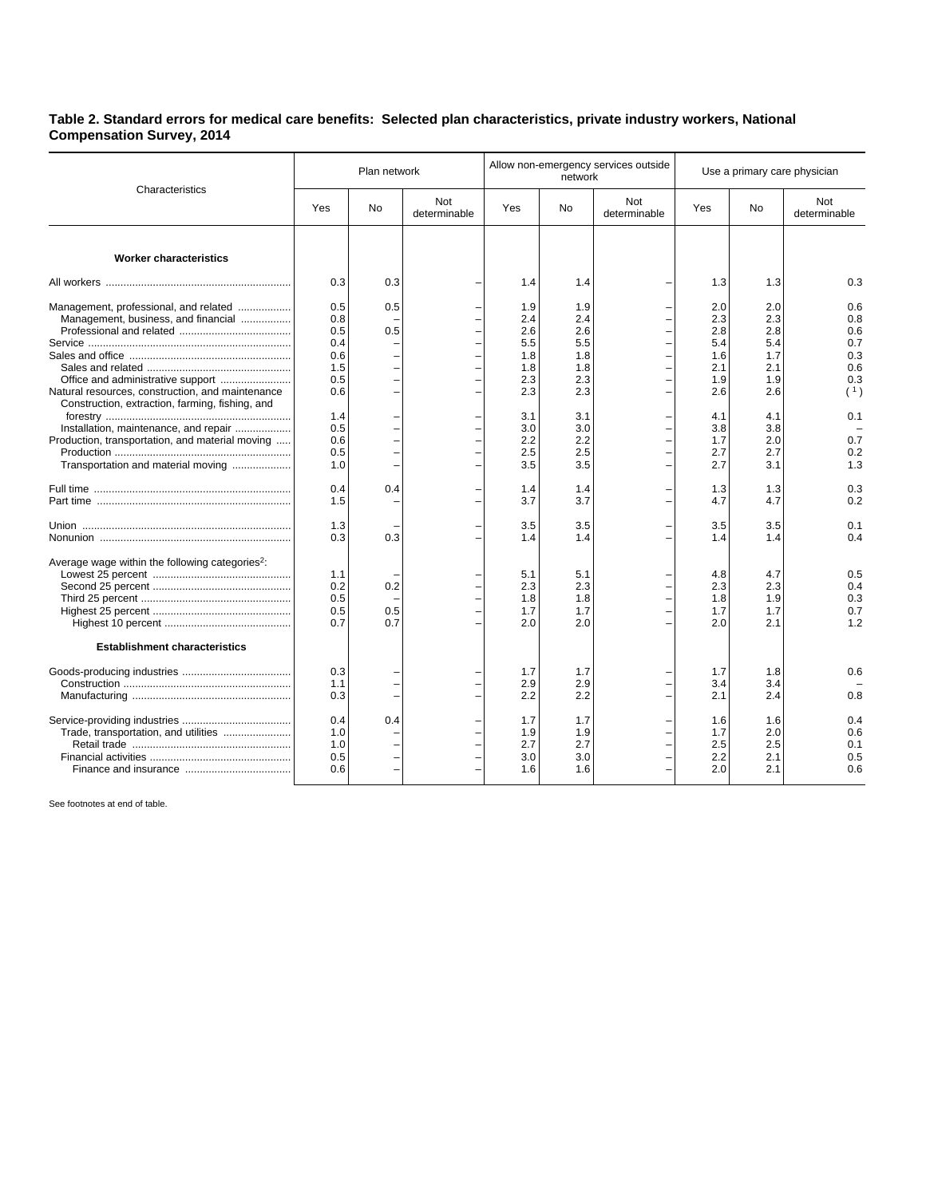**Table 2. Standard errors for medical care benefits: Selected plan characteristics, private industry workers, National Compensation Survey, 2014**

| Characteristics | Plan network | | | Allow non-emergency services outside network | | | Use a primary care physician | | |
|---|---|---|---|---|---|---|---|---|---|
| | Yes | No | Not determinable | Yes | No | Not determinable | Yes | No | Not determinable |
| **Worker characteristics** | | | | | | | | | |
| All workers | 0.3 | 0.3 | – | 1.4 | 1.4 | – | 1.3 | 1.3 | 0.3 |
| Management, professional, and related | 0.5 | 0.5 | – | 1.9 | 1.9 | – | 2.0 | 2.0 | 0.6 |
| Management, business, and financial | 0.8 | – | – | 2.4 | 2.4 | – | 2.3 | 2.3 | 0.8 |
| Professional and related | 0.5 | 0.5 | – | 2.6 | 2.6 | – | 2.8 | 2.8 | 0.6 |
| Service | 0.4 | – | – | 5.5 | 5.5 | – | 5.4 | 5.4 | 0.7 |
| Sales and office | 0.6 | – | – | 1.8 | 1.8 | – | 1.6 | 1.7 | 0.3 |
| Sales and related | 1.5 | – | – | 1.8 | 1.8 | – | 2.1 | 2.1 | 0.6 |
| Office and administrative support | 0.5 | – | – | 2.3 | 2.3 | – | 1.9 | 1.9 | 0.3 |
| Natural resources, construction, and maintenance | 0.6 | – | – | 2.3 | 2.3 | – | 2.6 | 2.6 | ([1]) |
| Construction, extraction, farming, fishing, and forestry | 1.4 | – | – | 3.1 | 3.1 | – | 4.1 | 4.1 | 0.1 |
| Installation, maintenance, and repair | 0.5 | – | – | 3.0 | 3.0 | – | 3.8 | 3.8 | – |
| Production, transportation, and material moving | 0.6 | – | – | 2.2 | 2.2 | – | 1.7 | 2.0 | 0.7 |
| Production | 0.5 | – | – | 2.5 | 2.5 | – | 2.7 | 2.7 | 0.2 |
| Transportation and material moving | 1.0 | – | – | 3.5 | 3.5 | – | 2.7 | 3.1 | 1.3 |
| Full time | 0.4 | 0.4 | – | 1.4 | 1.4 | – | 1.3 | 1.3 | 0.3 |
| Part time | 1.5 | – | – | 3.7 | 3.7 | – | 4.7 | 4.7 | 0.2 |
| Union | 1.3 | – | – | 3.5 | 3.5 | – | 3.5 | 3.5 | 0.1 |
| Nonunion | 0.3 | 0.3 | – | 1.4 | 1.4 | – | 1.4 | 1.4 | 0.4 |
| Average wage within the following categories[2]: | | | | | | | | | |
| Lowest 25 percent | 1.1 | – | – | 5.1 | 5.1 | – | 4.8 | 4.7 | 0.5 |
| Second 25 percent | 0.2 | 0.2 | – | 2.3 | 2.3 | – | 2.3 | 2.3 | 0.4 |
| Third 25 percent | 0.5 | – | – | 1.8 | 1.8 | – | 1.8 | 1.9 | 0.3 |
| Highest 25 percent | 0.5 | 0.5 | – | 1.7 | 1.7 | – | 1.7 | 1.7 | 0.7 |
| Highest 10 percent | 0.7 | 0.7 | – | 2.0 | 2.0 | – | 2.0 | 2.1 | 1.2 |
| **Establishment characteristics** | | | | | | | | | |
| Goods-producing industries | 0.3 | – | – | 1.7 | 1.7 | – | 1.7 | 1.8 | 0.6 |
| Construction | 1.1 | – | – | 2.9 | 2.9 | – | 3.4 | 3.4 | – |
| Manufacturing | 0.3 | – | – | 2.2 | 2.2 | – | 2.1 | 2.4 | 0.8 |
| Service-providing industries | 0.4 | 0.4 | – | 1.7 | 1.7 | – | 1.6 | 1.6 | 0.4 |
| Trade, transportation, and utilities | 1.0 | – | – | 1.9 | 1.9 | – | 1.7 | 2.0 | 0.6 |
| Retail trade | 1.0 | – | – | 2.7 | 2.7 | – | 2.5 | 2.5 | 0.1 |
| Financial activities | 0.5 | – | – | 3.0 | 3.0 | – | 2.2 | 2.1 | 0.5 |
| Finance and insurance | 0.6 | – | – | 1.6 | 1.6 | – | 2.0 | 2.1 | 0.6 |

See footnotes at end of table.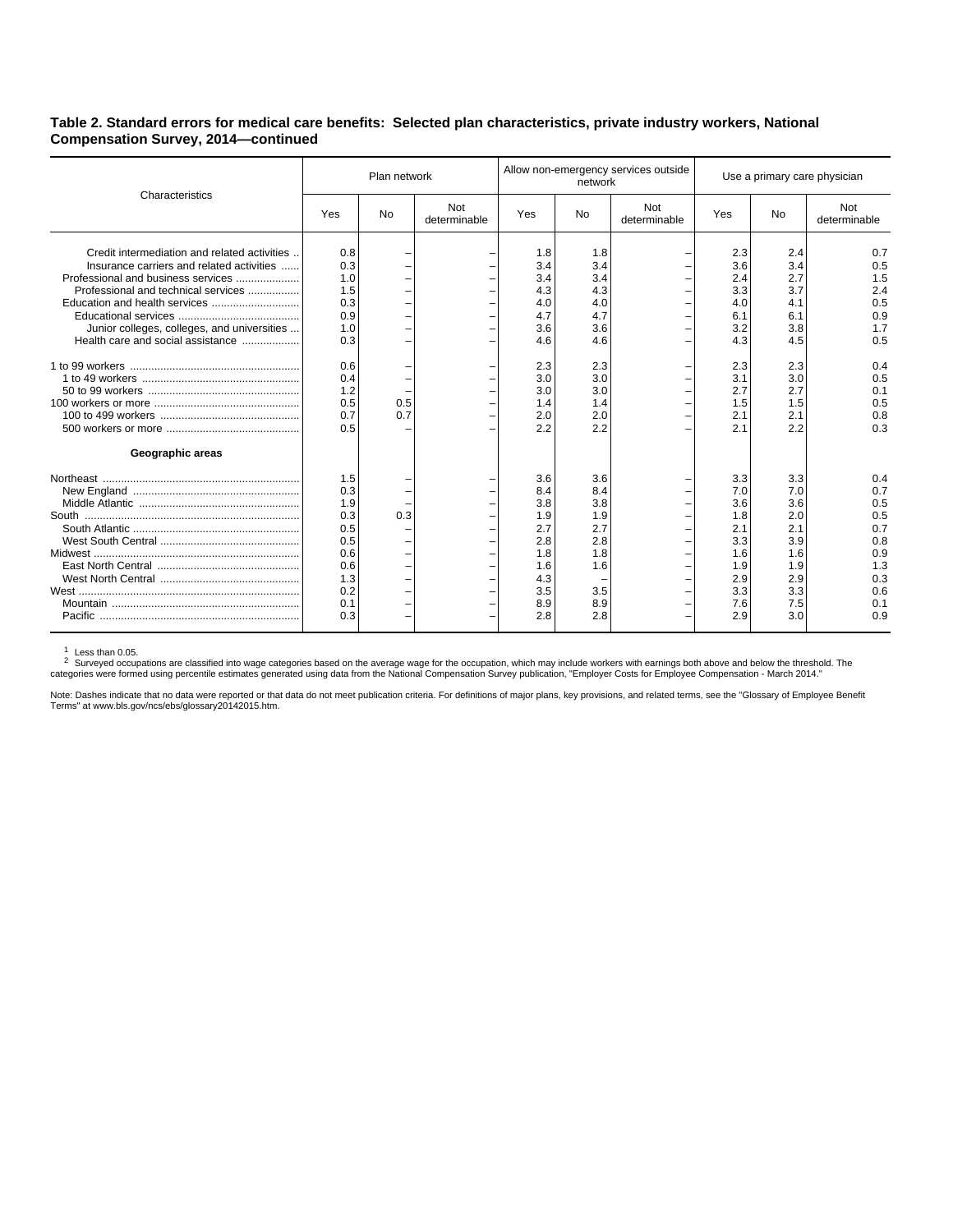**Table 2. Standard errors for medical care benefits: Selected plan characteristics, private industry workers, National Compensation Survey, 2014—continued**

| Characteristics | Plan network | | | Allow non-emergency services outside network | | | Use a primary care physician | | |
|---|---|---|---|---|---|---|---|---|---|
| | Yes | No | Not determinable | Yes | No | Not determinable | Yes | No | Not determinable |
| Credit intermediation and related activities | 0.8 | – | – | 1.8 | 1.8 | – | 2.3 | 2.4 | 0.7 |
| Insurance carriers and related activities | 0.3 | – | – | 3.4 | 3.4 | – | 3.6 | 3.4 | 0.5 |
| Professional and business services | 1.0 | – | – | 3.4 | 3.4 | – | 2.4 | 2.7 | 1.5 |
| Professional and technical services | 1.5 | – | – | 4.3 | 4.3 | – | 3.3 | 3.7 | 2.4 |
| Education and health services | 0.3 | – | – | 4.0 | 4.0 | – | 4.0 | 4.1 | 0.5 |
| Educational services | 0.9 | – | – | 4.7 | 4.7 | – | 6.1 | 6.1 | 0.9 |
| Junior colleges, colleges, and universities | 1.0 | – | – | 3.6 | 3.6 | – | 3.2 | 3.8 | 1.7 |
| Health care and social assistance | 0.3 | – | – | 4.6 | 4.6 | – | 4.3 | 4.5 | 0.5 |
| 1 to 99 workers | 0.6 | – | – | 2.3 | 2.3 | – | 2.3 | 2.3 | 0.4 |
| 1 to 49 workers | 0.4 | – | – | 3.0 | 3.0 | – | 3.1 | 3.0 | 0.5 |
| 50 to 99 workers | 1.2 | – | – | 3.0 | 3.0 | – | 2.7 | 2.7 | 0.1 |
| 100 workers or more | 0.5 | 0.5 | – | 1.4 | 1.4 | – | 1.5 | 1.5 | 0.5 |
| 100 to 499 workers | 0.7 | 0.7 | – | 2.0 | 2.0 | – | 2.1 | 2.1 | 0.8 |
| 500 workers or more | 0.5 | – | – | 2.2 | 2.2 | – | 2.1 | 2.2 | 0.3 |
| **Geographic areas** | | | | | | | | | |
| Northeast | 1.5 | – | – | 3.6 | 3.6 | – | 3.3 | 3.3 | 0.4 |
| New England | 0.3 | – | – | 8.4 | 8.4 | – | 7.0 | 7.0 | 0.7 |
| Middle Atlantic | 1.9 | – | – | 3.8 | 3.8 | – | 3.6 | 3.6 | 0.5 |
| South | 0.3 | 0.3 | – | 1.9 | 1.9 | – | 1.8 | 2.0 | 0.5 |
| South Atlantic | 0.5 | – | – | 2.7 | 2.7 | – | 2.1 | 2.1 | 0.7 |
| West South Central | 0.5 | – | – | 2.8 | 2.8 | – | 3.3 | 3.9 | 0.8 |
| Midwest | 0.6 | – | – | 1.8 | 1.8 | – | 1.6 | 1.6 | 0.9 |
| East North Central | 0.6 | – | – | 1.6 | 1.6 | – | 1.9 | 1.9 | 1.3 |
| West North Central | 1.3 | – | – | 4.3 | – | – | 2.9 | 2.9 | 0.3 |
| West | 0.2 | – | – | 3.5 | 3.5 | – | 3.3 | 3.3 | 0.6 |
| Mountain | 0.1 | – | – | 8.9 | 8.9 | – | 7.6 | 7.5 | 0.1 |
| Pacific | 0.3 | – | – | 2.8 | 2.8 | – | 2.9 | 3.0 | 0.9 |

[1] Less than 0.05.

[2] Surveyed occupations are classified into wage categories based on the average wage for the occupation, which may include workers with earnings both above and below the threshold. The categories were formed using percentile estimates generated using data from the National Compensation Survey publication, "Employer Costs for Employee Compensation - March 2014."

Note: Dashes indicate that no data were reported or that data do not meet publication criteria. For definitions of major plans, key provisions, and related terms, see the "Glossary of Employee Benefit Terms" at www.bls.gov/ncs/ebs/glossary20142015.htm.